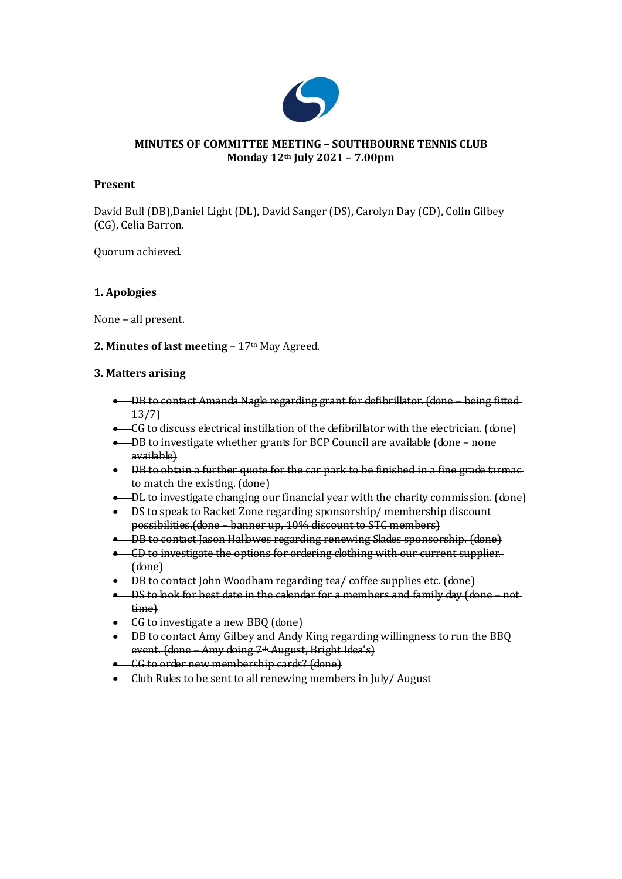**MINUTES OF COMMITTEE MEETING – SOUTHBOURNE TENNIS CLUB**
**Monday 12th July 2021 – 7.00pm**

**Present**

David Bull (DB),Daniel Light (DL), David Sanger (DS), Carolyn Day (CD), Colin Gilbey (CG), Celia Barron.

Quorum achieved.

**1. Apologies**

None – all present.

**2. Minutes of last meeting** – 17th May Agreed.

**3. Matters arising**

- ~~DB to contact Amanda Nagle regarding grant for defibrillator. (done – being fitted 13/7)~~
- ~~CG to discuss electrical instillation of the defibrillator with the electrician. (done)~~
- ~~DB to investigate whether grants for BCP Council are available (done – none available)~~
- ~~DB to obtain a further quote for the car park to be finished in a fine grade tarmac to match the existing. (done)~~
- ~~DL to investigate changing our financial year with the charity commission. (done)~~
- ~~DS to speak to Racket Zone regarding sponsorship/ membership discount possibilities.(done – banner up, 10% discount to STC members)~~
- ~~DB to contact Jason Hallowes regarding renewing Slades sponsorship. (done)~~
- ~~CD to investigate the options for ordering clothing with our current supplier. (done)~~
- ~~DB to contact John Woodham regarding tea/ coffee supplies etc. (done)~~
- ~~DS to look for best date in the calendar for a members and family day (done – not time)~~
- ~~CG to investigate a new BBQ (done)~~
- ~~DB to contact Amy Gilbey and Andy King regarding willingness to run the BBQ event. (done – Amy doing 7th August, Bright Idea's)~~
- ~~CG to order new membership cards? (done)~~
- Club Rules to be sent to all renewing members in July/ August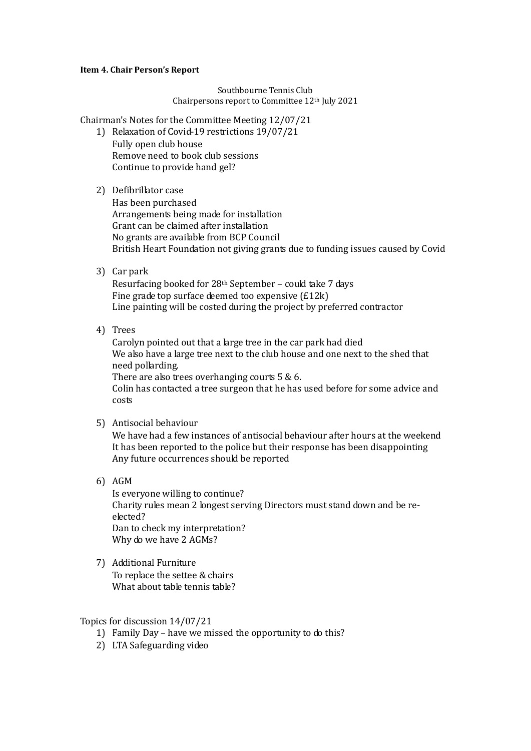**Item 4. Chair Person's Report**

Southbourne Tennis Club
Chairpersons report to Committee 12th July 2021

Chairman's Notes for the Committee Meeting 12/07/21

1) Relaxation of Covid-19 restrictions 19/07/21
   Fully open club house
   Remove need to book club sessions
   Continue to provide hand gel?

2) Defibrillator case
   Has been purchased
   Arrangements being made for installation
   Grant can be claimed after installation
   No grants are available from BCP Council
   British Heart Foundation not giving grants due to funding issues caused by Covid

3) Car park
   Resurfacing booked for 28th September – could take 7 days
   Fine grade top surface deemed too expensive (£12k)
   Line painting will be costed during the project by preferred contractor

4) Trees
   Carolyn pointed out that a large tree in the car park had died
   We also have a large tree next to the club house and one next to the shed that need pollarding.
   There are also trees overhanging courts 5 & 6.
   Colin has contacted a tree surgeon that he has used before for some advice and costs

5) Antisocial behaviour
   We have had a few instances of antisocial behaviour after hours at the weekend
   It has been reported to the police but their response has been disappointing
   Any future occurrences should be reported

6) AGM
   Is everyone willing to continue?
   Charity rules mean 2 longest serving Directors must stand down and be re-elected?
   Dan to check my interpretation?
   Why do we have 2 AGMs?

7) Additional Furniture
   To replace the settee & chairs
   What about table tennis table?

Topics for discussion 14/07/21

1) Family Day – have we missed the opportunity to do this?
2) LTA Safeguarding video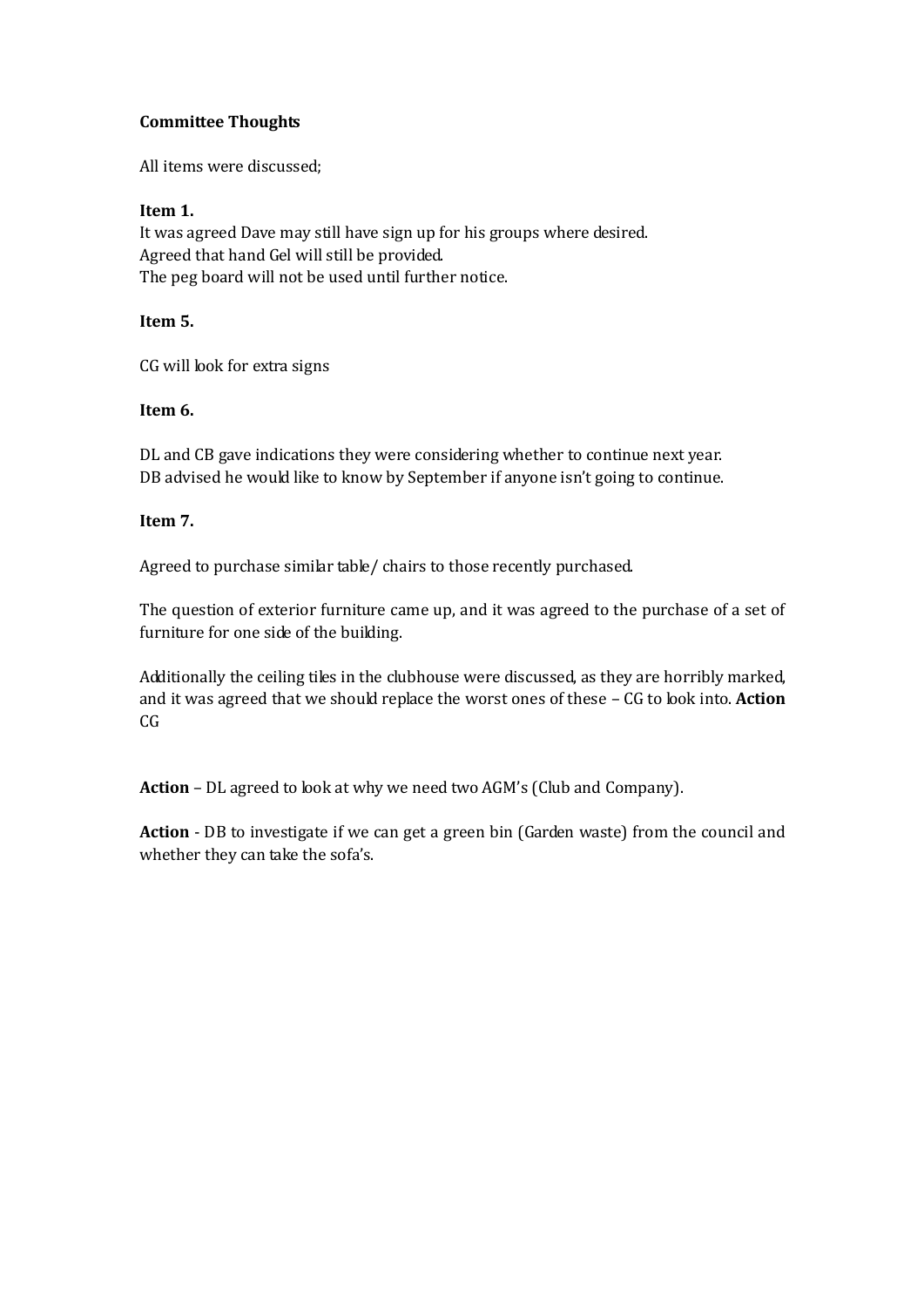**Committee Thoughts**

All items were discussed;

**Item 1.**

It was agreed Dave may still have sign up for his groups where desired.
Agreed that hand Gel will still be provided.
The peg board will not be used until further notice.

**Item 5.**

CG will look for extra signs

**Item 6.**

DL and CB gave indications they were considering whether to continue next year.
DB advised he would like to know by September if anyone isn't going to continue.

**Item 7.**

Agreed to purchase similar table/ chairs to those recently purchased.

The question of exterior furniture came up, and it was agreed to the purchase of a set of furniture for one side of the building.

Additionally the ceiling tiles in the clubhouse were discussed, as they are horribly marked, and it was agreed that we should replace the worst ones of these – CG to look into. **Action** CG

**Action** – DL agreed to look at why we need two AGM's (Club and Company).

**Action** - DB to investigate if we can get a green bin (Garden waste) from the council and whether they can take the sofa's.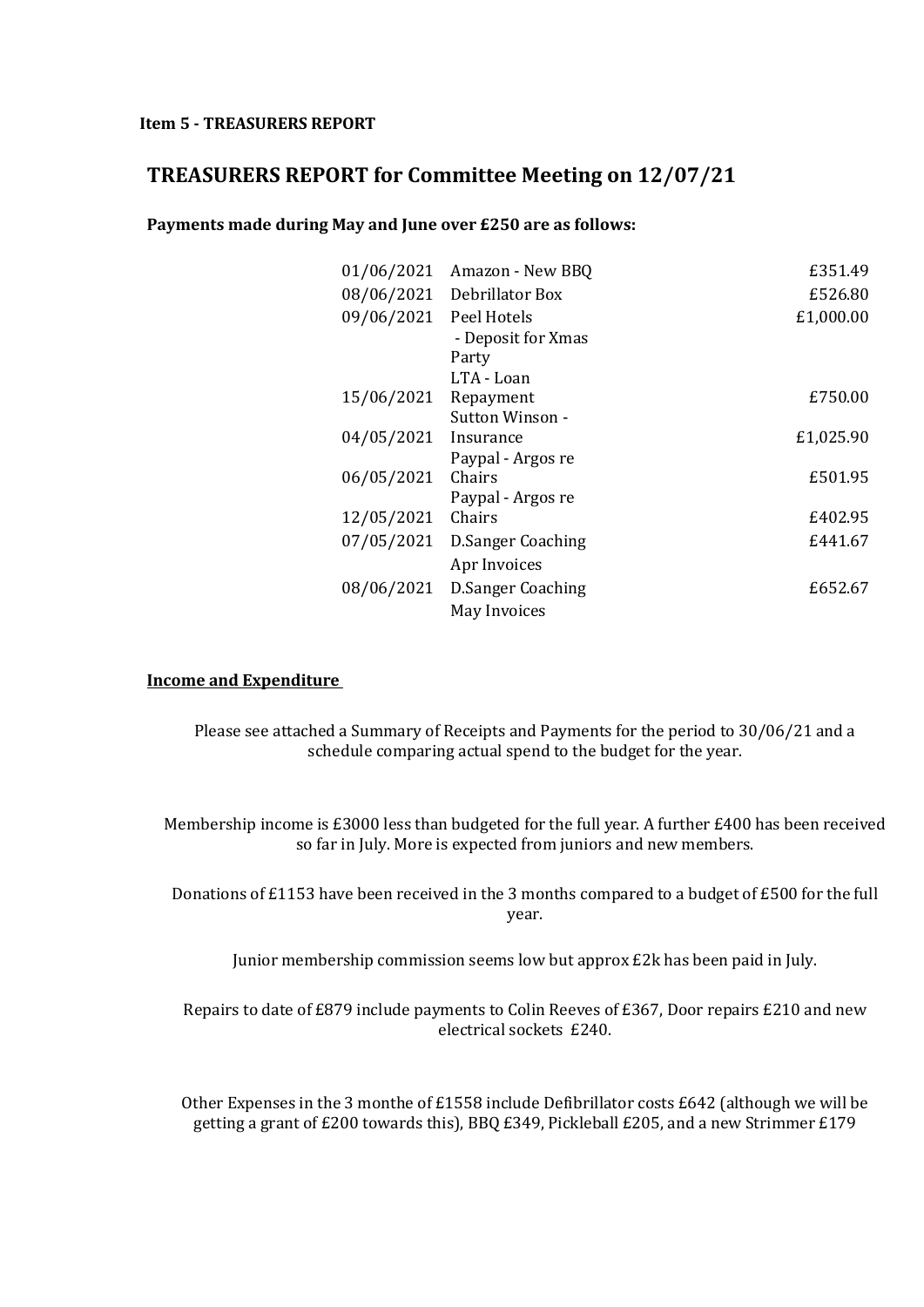**Item 5 - TREASURERS REPORT**

## TREASURERS REPORT for Committee Meeting on 12/07/21

**Payments made during May and June over £250 are as follows:**

| Date | Description | Amount |
|---|---|---|
| 01/06/2021 | Amazon - New BBQ | £351.49 |
| 08/06/2021 | Debrillator Box | £526.80 |
| 09/06/2021 | Peel Hotels - Deposit for Xmas Party | £1,000.00 |
| 15/06/2021 | LTA - Loan Repayment | £750.00 |
| 04/05/2021 | Sutton Winson - Insurance | £1,025.90 |
| 06/05/2021 | Paypal - Argos re Chairs | £501.95 |
| 12/05/2021 | Paypal - Argos re Chairs | £402.95 |
| 07/05/2021 | D.Sanger Coaching Apr Invoices | £441.67 |
| 08/06/2021 | D.Sanger Coaching May Invoices | £652.67 |

**Income and Expenditure**

Please see attached a Summary of Receipts and Payments for the period to 30/06/21 and a schedule comparing actual spend to the budget for the year.

Membership income is £3000 less than budgeted for the full year. A further £400 has been received so far in July. More is expected from juniors and new members.

Donations of £1153 have been received in the 3 months compared to a budget of £500 for the full year.

Junior membership commission seems low but approx £2k has been paid in July.

Repairs to date of £879 include payments to Colin Reeves of £367, Door repairs £210 and new electrical sockets £240.

Other Expenses in the 3 monthe of £1558 include Defibrillator costs £642 (although we will be getting a grant of £200 towards this), BBQ £349, Pickleball £205, and a new Strimmer £179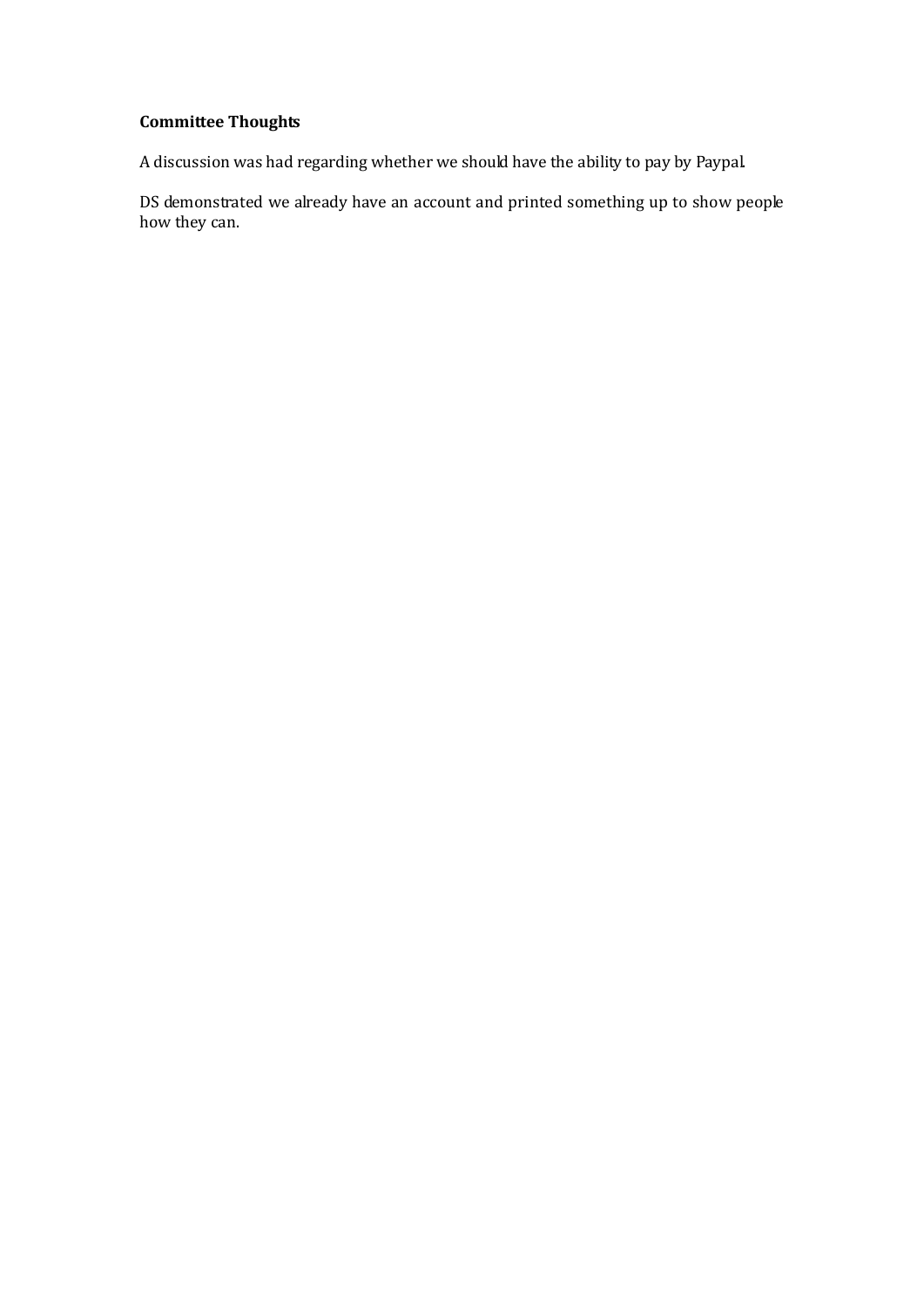**Committee Thoughts**

A discussion was had regarding whether we should have the ability to pay by Paypal.

DS demonstrated we already have an account and printed something up to show people how they can.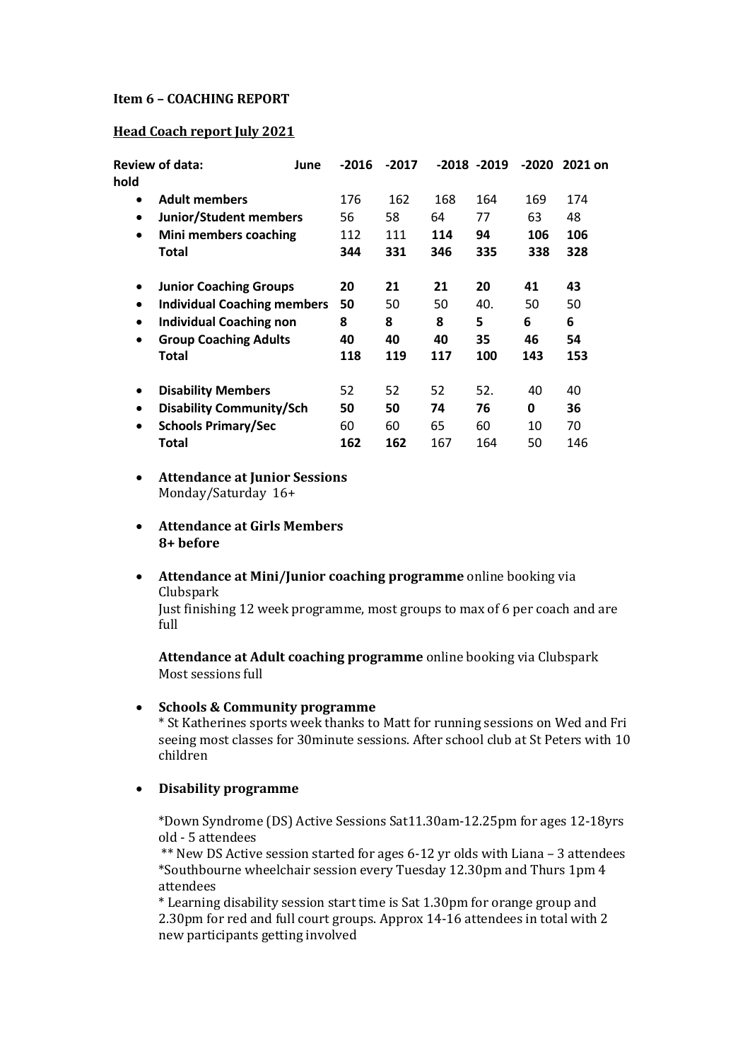**Item 6 – COACHING REPORT**

**Head Coach report July 2021**

| **Review of data:** June | -2016 | -2017 | -2018 | -2019 | -2020 | 2021 on hold |
|---|---|---|---|---|---|---|
| • **Adult members** | 176 | 162 | 168 | 164 | 169 | 174 |
| • **Junior/Student members** | 56 | 58 | 64 | 77 | 63 | 48 |
| • **Mini members coaching** | 112 | 111 | **114** | 94 | **106** | **106** |
| **Total** | **344** | **331** | **346** | **335** | **338** | **328** |
| • **Junior Coaching Groups** | **20** | **21** | **21** | **20** | **41** | **43** |
| • **Individual Coaching members** | **50** | 50 | 50 | 40. | 50 | 50 |
| • **Individual Coaching non** | **8** | **8** | **8** | **5** | **6** | **6** |
| • **Group Coaching Adults** | **40** | **40** | **40** | **35** | **46** | **54** |
| **Total** | **118** | **119** | **117** | **100** | **143** | **153** |
| • **Disability Members** | 52 | 52 | 52 | 52. | 40 | 40 |
| • **Disability Community/Sch** | **50** | **50** | **74** | **76** | **0** | **36** |
| • **Schools Primary/Sec** | 60 | 60 | 65 | 60 | 10 | 70 |
| **Total** | **162** | **162** | 167 | 164 | 50 | 146 |

- **Attendance at Junior Sessions**
  Monday/Saturday 16+

- **Attendance at Girls Members**
  **8+ before**

- **Attendance at Mini/Junior coaching programme** online booking via Clubspark
  Just finishing 12 week programme, most groups to max of 6 per coach and are full

  **Attendance at Adult coaching programme** online booking via Clubspark
  Most sessions full

- **Schools & Community programme**
  * St Katherines sports week thanks to Matt for running sessions on Wed and Fri seeing most classes for 30minute sessions. After school club at St Peters with 10 children

- **Disability programme**

  *Down Syndrome (DS) Active Sessions Sat11.30am-12.25pm for ages 12-18yrs old - 5 attendees
  ** New DS Active session started for ages 6-12 yr olds with Liana – 3 attendees
  *Southbourne wheelchair session every Tuesday 12.30pm and Thurs 1pm 4 attendees
  * Learning disability session start time is Sat 1.30pm for orange group and 2.30pm for red and full court groups. Approx 14-16 attendees in total with 2 new participants getting involved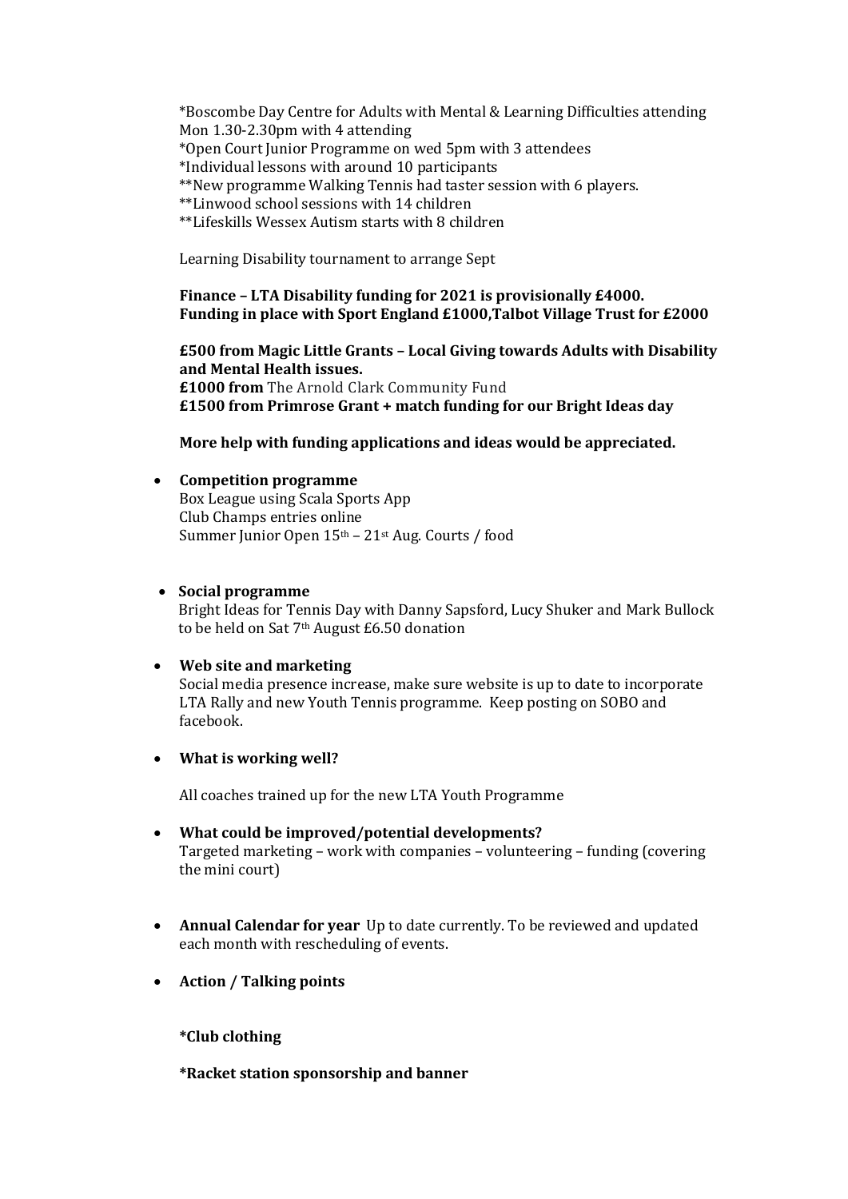*Boscombe Day Centre for Adults with Mental & Learning Difficulties attending Mon 1.30-2.30pm with 4 attending
*Open Court Junior Programme on wed 5pm with 3 attendees
*Individual lessons with around 10 participants
**New programme Walking Tennis had taster session with 6 players.
**Linwood school sessions with 14 children
**Lifeskills Wessex Autism starts with 8 children

Learning Disability tournament to arrange Sept

**Finance – LTA Disability funding for 2021 is provisionally £4000.**
**Funding in place with Sport England £1000,Talbot Village Trust for £2000**

**£500 from Magic Little Grants – Local Giving towards Adults with Disability and Mental Health issues.**
**£1000 from** The Arnold Clark Community Fund
**£1500 from Primrose Grant + match funding for our Bright Ideas day**

**More help with funding applications and ideas would be appreciated.**

- **Competition programme**
  Box League using Scala Sports App
  Club Champs entries online
  Summer Junior Open 15th – 21st Aug. Courts / food

- **Social programme**
  Bright Ideas for Tennis Day with Danny Sapsford, Lucy Shuker and Mark Bullock to be held on Sat 7th August £6.50 donation

- **Web site and marketing**
  Social media presence increase, make sure website is up to date to incorporate LTA Rally and new Youth Tennis programme. Keep posting on SOBO and facebook.

- **What is working well?**

  All coaches trained up for the new LTA Youth Programme

- **What could be improved/potential developments?**
  Targeted marketing – work with companies – volunteering – funding (covering the mini court)

- **Annual Calendar for year** Up to date currently. To be reviewed and updated each month with rescheduling of events.

- **Action / Talking points**

  **\*Club clothing**

  **\*Racket station sponsorship and banner**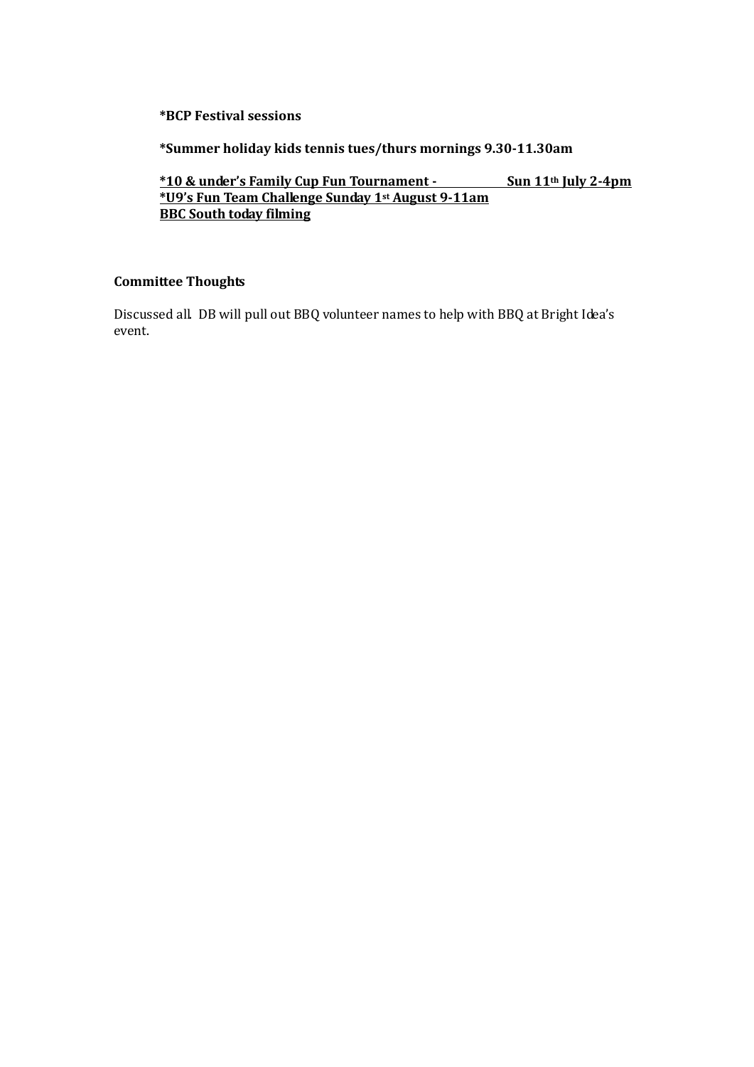**\*BCP Festival sessions**

**\*Summer holiday kids tennis tues/thurs mornings 9.30-11.30am**

<u>**\*10 & under's Family Cup Fun Tournament - Sun 11th July 2-4pm**</u>
<u>**\*U9's Fun Team Challenge Sunday 1st August 9-11am**</u>
<u>**BBC South today filming**</u>

**Committee Thoughts**

Discussed all. DB will pull out BBQ volunteer names to help with BBQ at Bright Idea's event.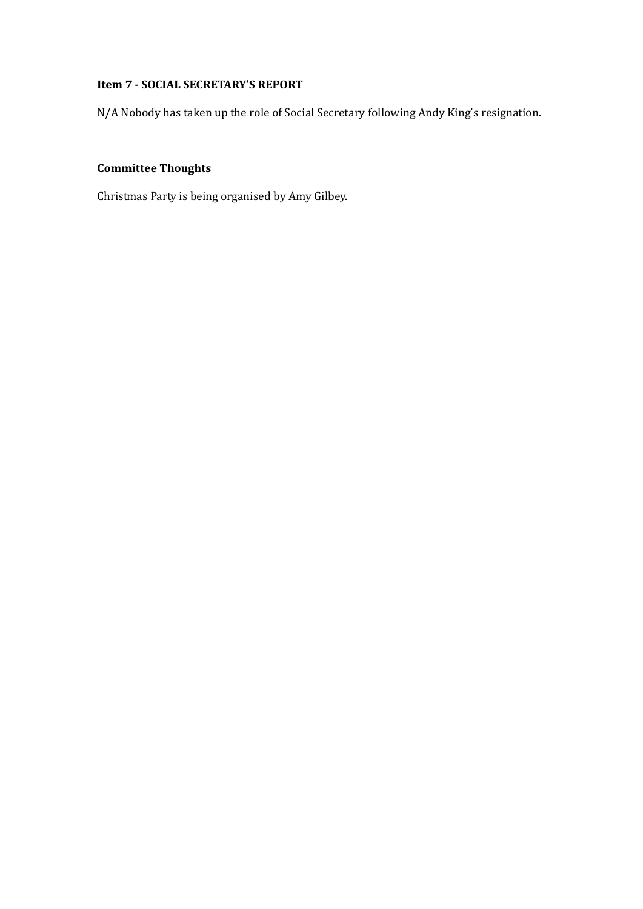**Item 7 - SOCIAL SECRETARY'S REPORT**

N/A Nobody has taken up the role of Social Secretary following Andy King's resignation.

**Committee Thoughts**

Christmas Party is being organised by Amy Gilbey.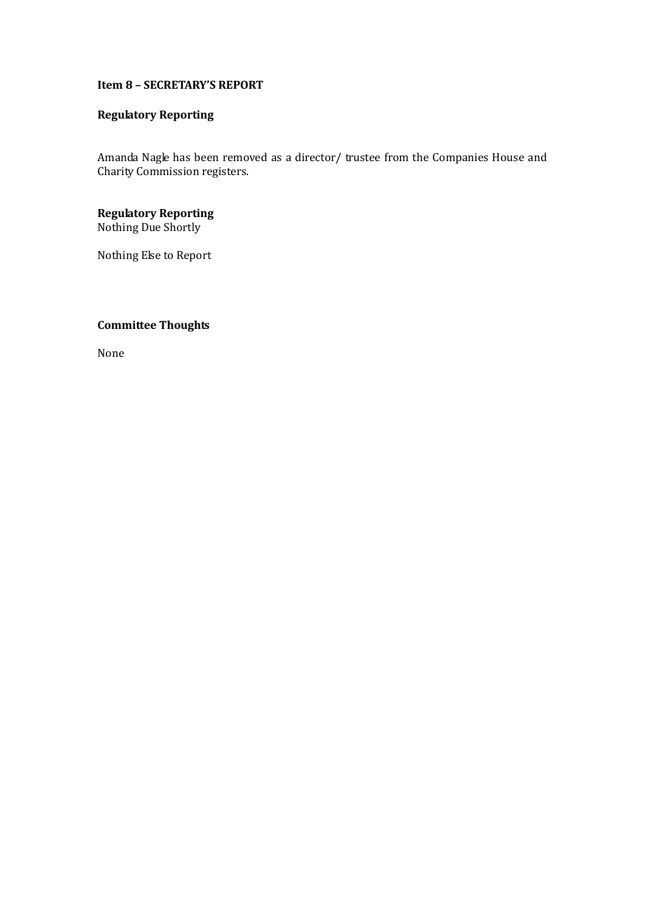**Item 8 – SECRETARY'S REPORT**

**Regulatory Reporting**

Amanda Nagle has been removed as a director/ trustee from the Companies House and Charity Commission registers.

**Regulatory Reporting**
Nothing Due Shortly

Nothing Else to Report

**Committee Thoughts**

None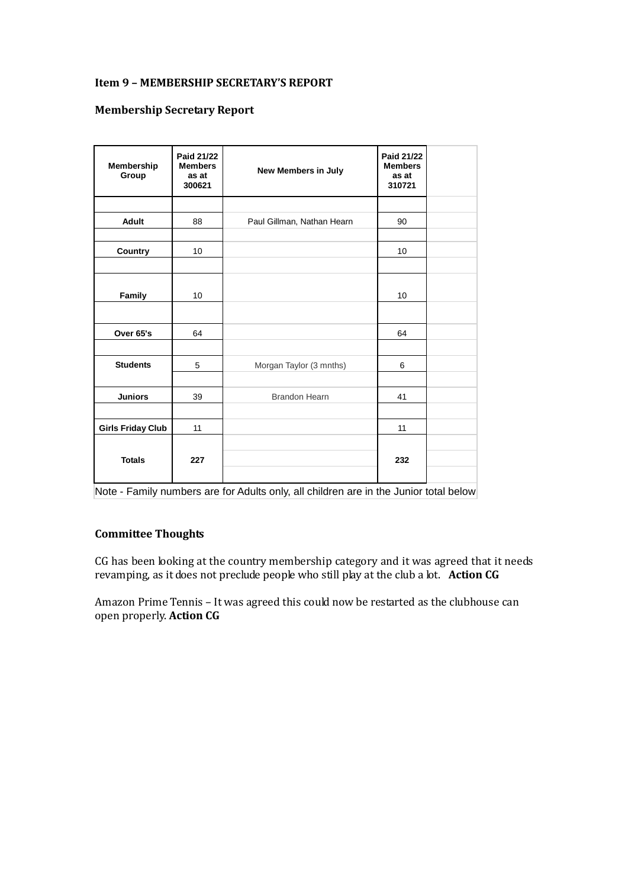**Item 9 – MEMBERSHIP SECRETARY'S REPORT**

**Membership Secretary Report**

| Membership Group | Paid 21/22 Members as at 300621 | New Members in July | Paid 21/22 Members as at 310721 |
|---|---|---|---|
| Adult | 88 | Paul Gillman, Nathan Hearn | 90 |
| Country | 10 | | 10 |
| Family | 10 | | 10 |
| Over 65's | 64 | | 64 |
| Students | 5 | Morgan Taylor (3 mnths) | 6 |
| Juniors | 39 | Brandon Hearn | 41 |
| Girls Friday Club | 11 | | 11 |
| **Totals** | **227** | | **232** |

Note - Family numbers are for Adults only, all children are in the Junior total below

**Committee Thoughts**

CG has been looking at the country membership category and it was agreed that it needs revamping, as it does not preclude people who still play at the club a lot. **Action CG**

Amazon Prime Tennis – It was agreed this could now be restarted as the clubhouse can open properly. **Action CG**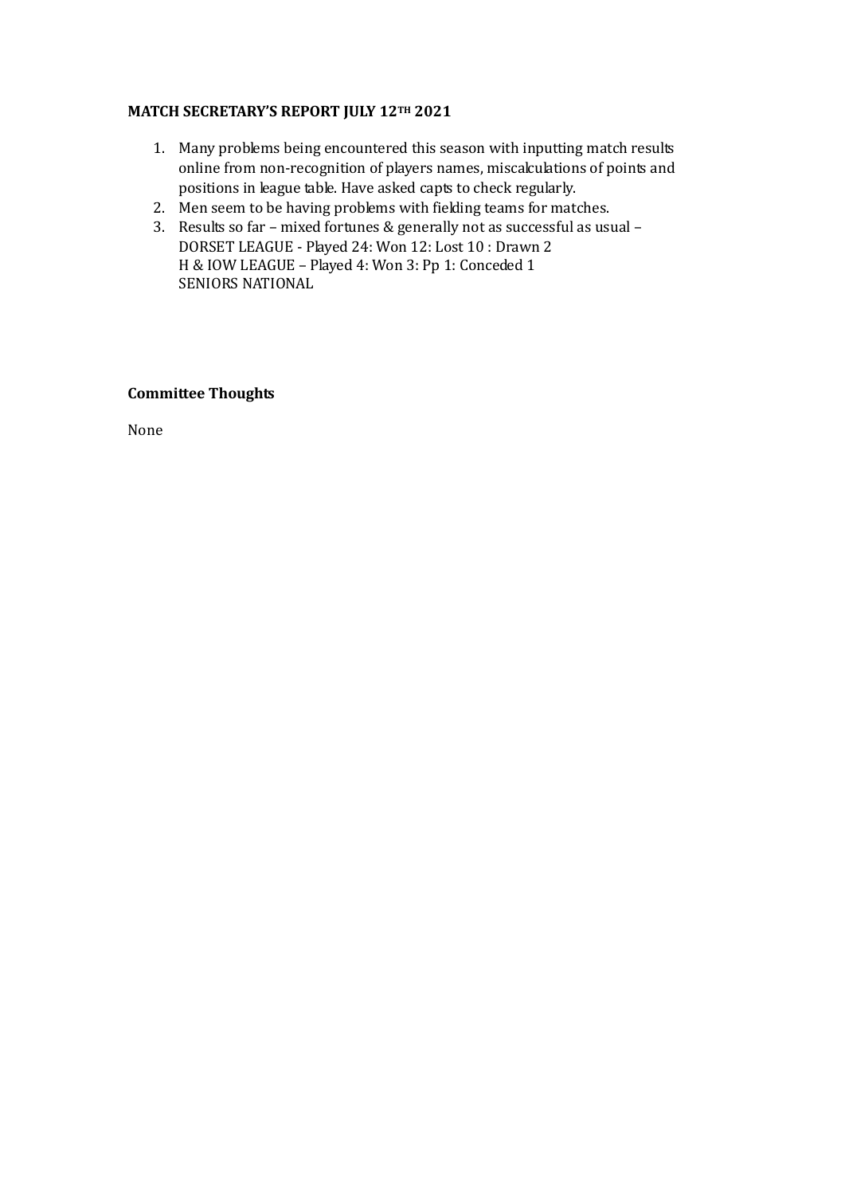**MATCH SECRETARY'S REPORT JULY 12TH 2021**

1. Many problems being encountered this season with inputting match results online from non-recognition of players names, miscalculations of points and positions in league table. Have asked capts to check regularly.
2. Men seem to be having problems with fielding teams for matches.
3. Results so far – mixed fortunes & generally not as successful as usual –
   DORSET LEAGUE - Played 24: Won 12: Lost 10 : Drawn 2
   H & IOW LEAGUE – Played 4: Won 3: Pp 1: Conceded 1
   SENIORS NATIONAL

**Committee Thoughts**

None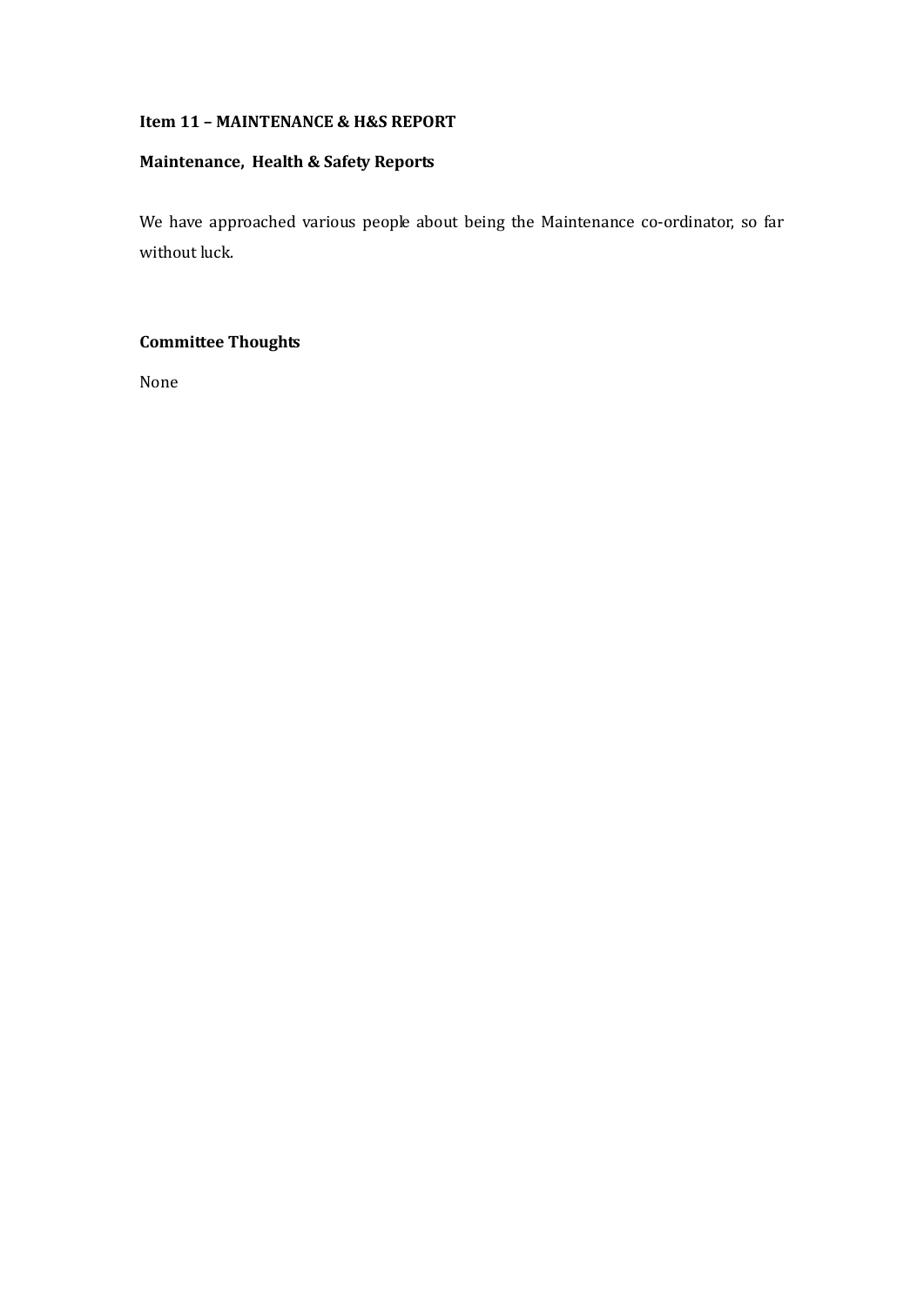**Item 11 – MAINTENANCE & H&S REPORT**

**Maintenance, Health & Safety Reports**

We have approached various people about being the Maintenance co-ordinator, so far without luck.

**Committee Thoughts**

None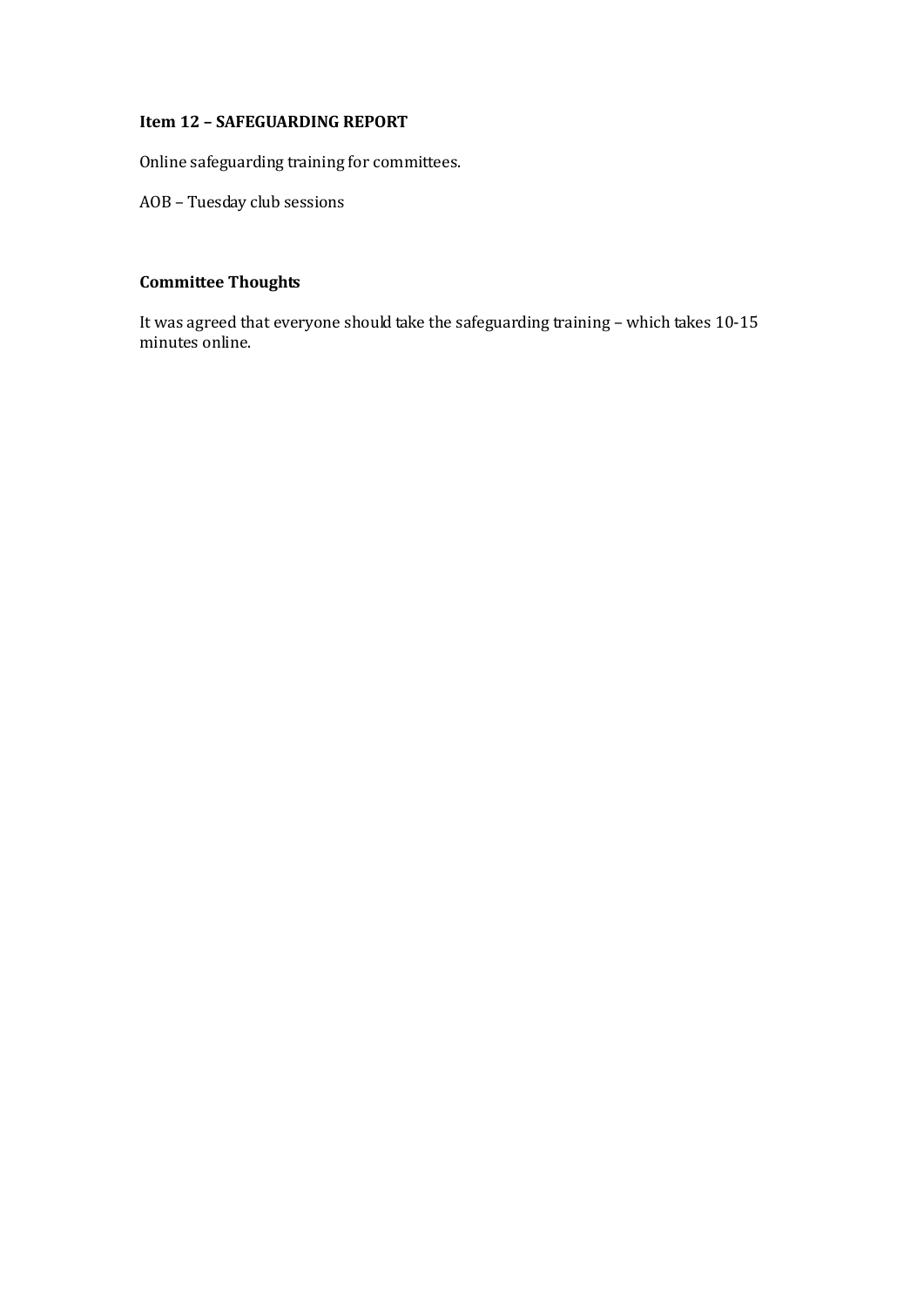**Item 12 – SAFEGUARDING REPORT**

Online safeguarding training for committees.

AOB – Tuesday club sessions

**Committee Thoughts**

It was agreed that everyone should take the safeguarding training – which takes 10-15 minutes online.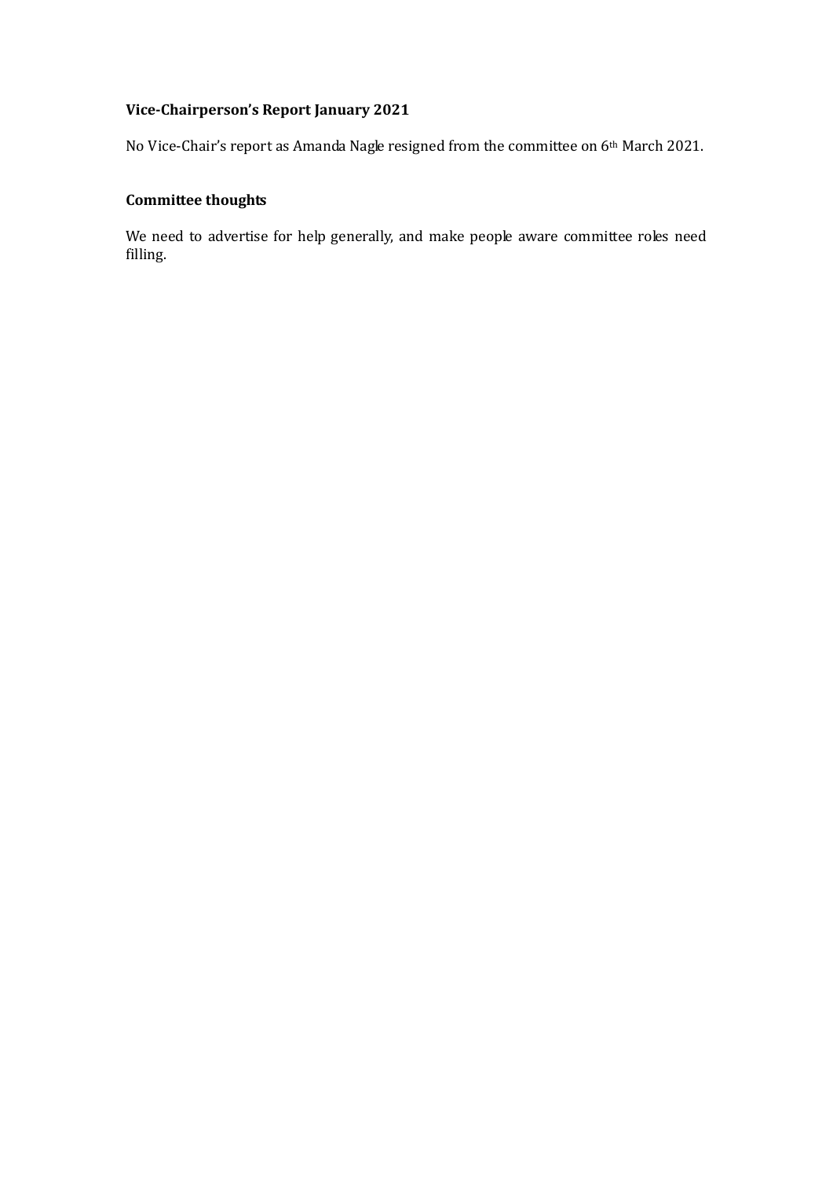**Vice-Chairperson's Report January 2021**

No Vice-Chair's report as Amanda Nagle resigned from the committee on 6th March 2021.

**Committee thoughts**

We need to advertise for help generally, and make people aware committee roles need filling.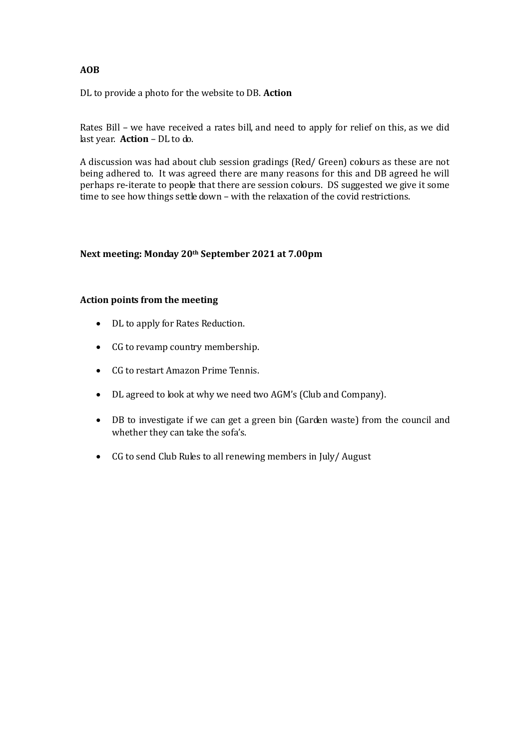**AOB**

DL to provide a photo for the website to DB. **Action**

Rates Bill – we have received a rates bill, and need to apply for relief on this, as we did last year. **Action** – DL to do.

A discussion was had about club session gradings (Red/ Green) colours as these are not being adhered to. It was agreed there are many reasons for this and DB agreed he will perhaps re-iterate to people that there are session colours. DS suggested we give it some time to see how things settle down – with the relaxation of the covid restrictions.

**Next meeting: Monday 20th September 2021 at 7.00pm**

**Action points from the meeting**

- DL to apply for Rates Reduction.
- CG to revamp country membership.
- CG to restart Amazon Prime Tennis.
- DL agreed to look at why we need two AGM's (Club and Company).
- DB to investigate if we can get a green bin (Garden waste) from the council and whether they can take the sofa's.
- CG to send Club Rules to all renewing members in July/ August